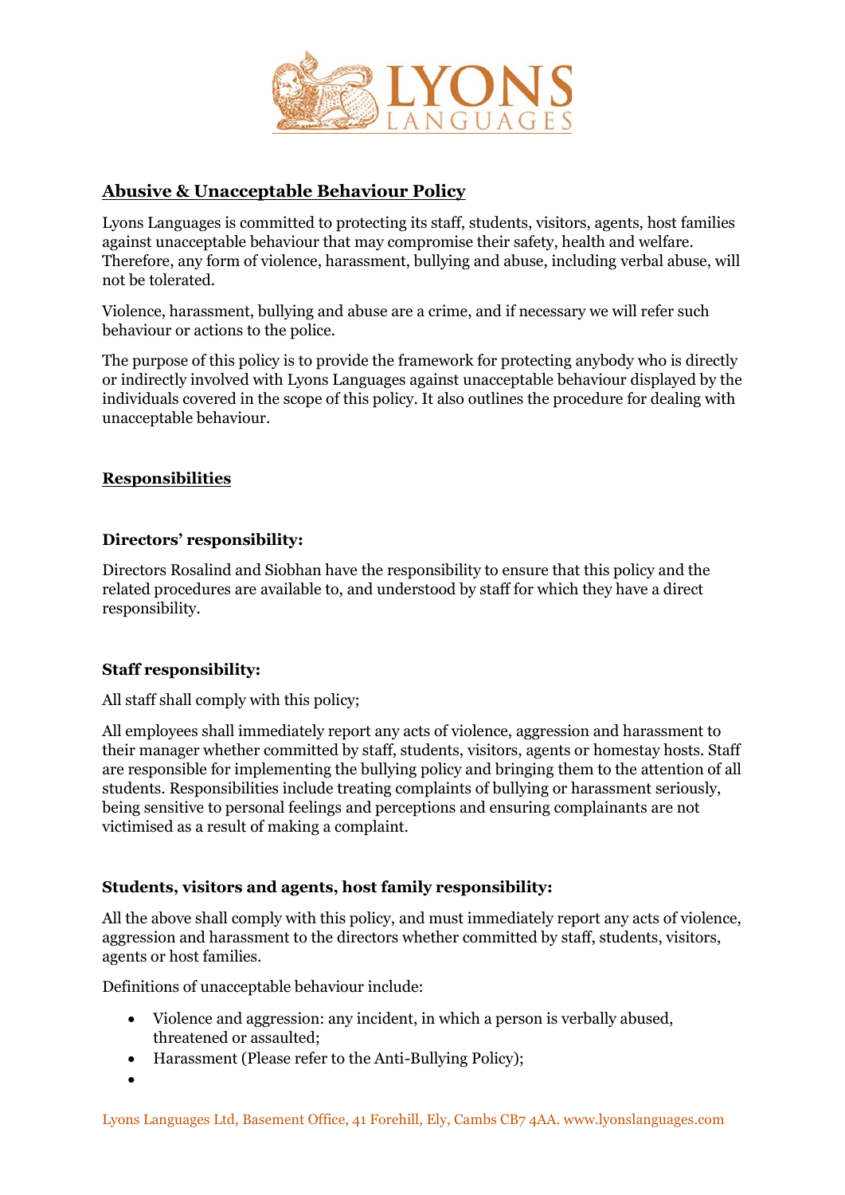## Abusive & Unacceptable Behaviour Policy

Lyons Languages is committed to protecting its staff, students, visitors, agents, host families against unacceptable behaviour that may compromise their safety, health and welfare. Therefore, any form of violence, harassment, bullying and abuse, including verbal abuse, will not be tolerated.

Violence, harassment, bullying and abuse are a crime, and if necessary we will refer such behaviour or actions to the police.

The purpose of this policy is to provide the framework for protecting anybody who is directly or indirectly involved with Lyons Languages against unacceptable behaviour displayed by the individuals covered in the scope of this policy. It also outlines the procedure for dealing with unacceptable behaviour.

## Responsibilities

### Directors' responsibility:

Directors Rosalind and Siobhan have the responsibility to ensure that this policy and the related procedures are available to, and understood by staff for which they have a direct responsibility.

### Staff responsibility:

All staff shall comply with this policy;

All employees shall immediately report any acts of violence, aggression and harassment to their manager whether committed by staff, students, visitors, agents or homestay hosts. Staff are responsible for implementing the bullying policy and bringing them to the attention of all students. Responsibilities include treating complaints of bullying or harassment seriously, being sensitive to personal feelings and perceptions and ensuring complainants are not victimised as a result of making a complaint.

### Students, visitors and agents, host family responsibility:

All the above shall comply with this policy, and must immediately report any acts of violence, aggression and harassment to the directors whether committed by staff, students, visitors, agents or host families.

Definitions of unacceptable behaviour include:

- Violence and aggression: any incident, in which a person is verbally abused, threatened or assaulted;
- Harassment (Please refer to the Anti-Bullying Policy);
-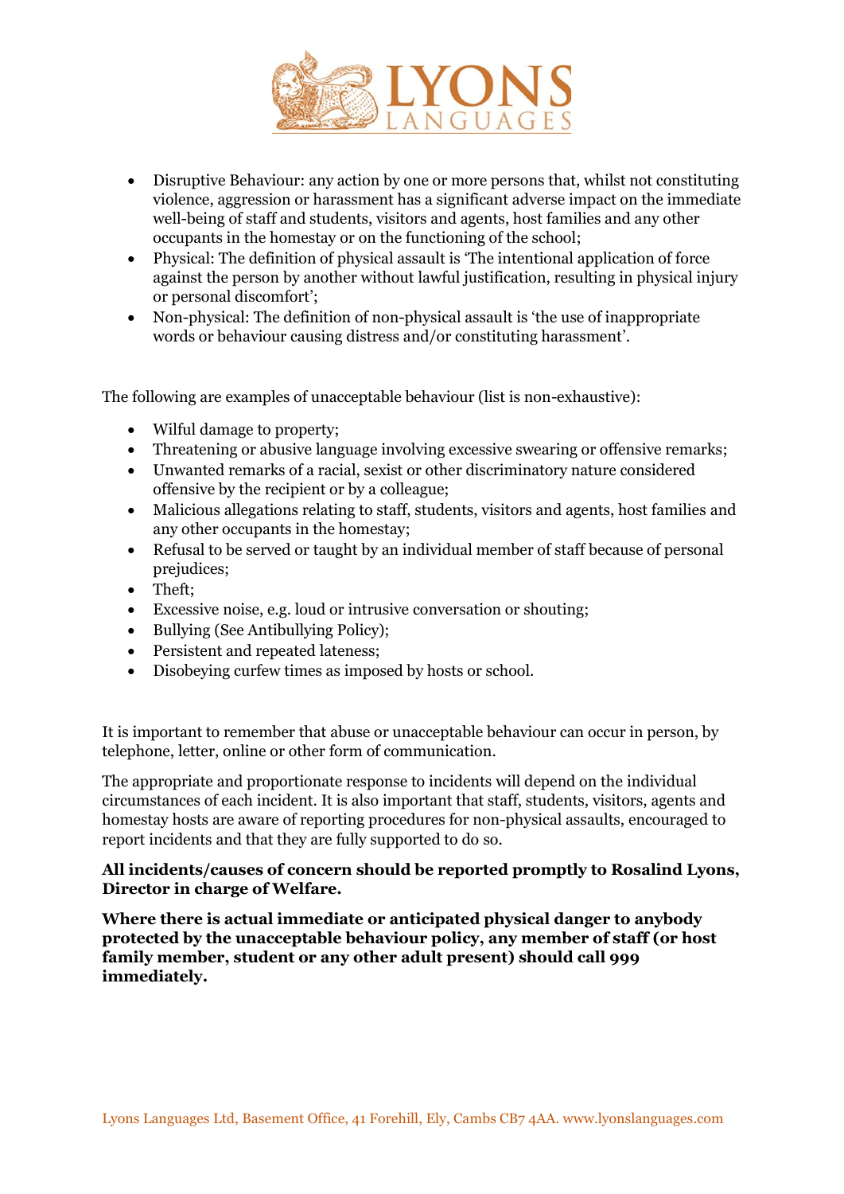- Disruptive Behaviour: any action by one or more persons that, whilst not constituting violence, aggression or harassment has a significant adverse impact on the immediate well-being of staff and students, visitors and agents, host families and any other occupants in the homestay or on the functioning of the school;
- Physical: The definition of physical assault is 'The intentional application of force against the person by another without lawful justification, resulting in physical injury or personal discomfort';
- Non-physical: The definition of non-physical assault is 'the use of inappropriate words or behaviour causing distress and/or constituting harassment'.

The following are examples of unacceptable behaviour (list is non-exhaustive):

- Wilful damage to property;
- Threatening or abusive language involving excessive swearing or offensive remarks;
- Unwanted remarks of a racial, sexist or other discriminatory nature considered offensive by the recipient or by a colleague;
- Malicious allegations relating to staff, students, visitors and agents, host families and any other occupants in the homestay;
- Refusal to be served or taught by an individual member of staff because of personal prejudices;
- Theft;
- Excessive noise, e.g. loud or intrusive conversation or shouting;
- Bullying (See Antibullying Policy);
- Persistent and repeated lateness;
- Disobeying curfew times as imposed by hosts or school.

It is important to remember that abuse or unacceptable behaviour can occur in person, by telephone, letter, online or other form of communication.

The appropriate and proportionate response to incidents will depend on the individual circumstances of each incident. It is also important that staff, students, visitors, agents and homestay hosts are aware of reporting procedures for non-physical assaults, encouraged to report incidents and that they are fully supported to do so.

**All incidents/causes of concern should be reported promptly to Rosalind Lyons, Director in charge of Welfare.**

**Where there is actual immediate or anticipated physical danger to anybody protected by the unacceptable behaviour policy, any member of staff (or host family member, student or any other adult present) should call 999 immediately.**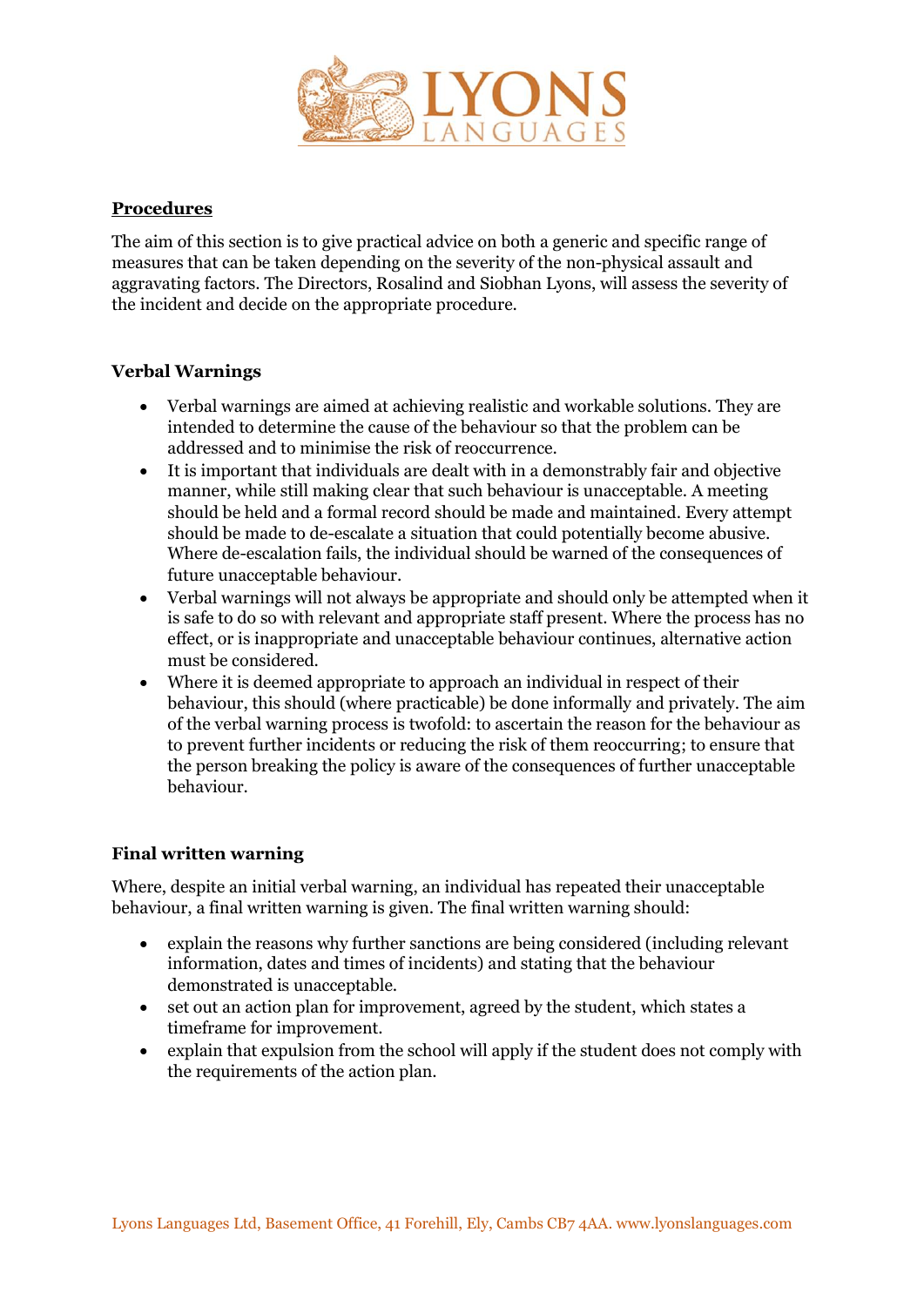## Procedures

The aim of this section is to give practical advice on both a generic and specific range of measures that can be taken depending on the severity of the non-physical assault and aggravating factors. The Directors, Rosalind and Siobhan Lyons, will assess the severity of the incident and decide on the appropriate procedure.

### Verbal Warnings

- Verbal warnings are aimed at achieving realistic and workable solutions. They are intended to determine the cause of the behaviour so that the problem can be addressed and to minimise the risk of reoccurrence.
- It is important that individuals are dealt with in a demonstrably fair and objective manner, while still making clear that such behaviour is unacceptable. A meeting should be held and a formal record should be made and maintained. Every attempt should be made to de-escalate a situation that could potentially become abusive. Where de-escalation fails, the individual should be warned of the consequences of future unacceptable behaviour.
- Verbal warnings will not always be appropriate and should only be attempted when it is safe to do so with relevant and appropriate staff present. Where the process has no effect, or is inappropriate and unacceptable behaviour continues, alternative action must be considered.
- Where it is deemed appropriate to approach an individual in respect of their behaviour, this should (where practicable) be done informally and privately. The aim of the verbal warning process is twofold: to ascertain the reason for the behaviour as to prevent further incidents or reducing the risk of them reoccurring; to ensure that the person breaking the policy is aware of the consequences of further unacceptable behaviour.

### Final written warning

Where, despite an initial verbal warning, an individual has repeated their unacceptable behaviour, a final written warning is given. The final written warning should:

- explain the reasons why further sanctions are being considered (including relevant information, dates and times of incidents) and stating that the behaviour demonstrated is unacceptable.
- set out an action plan for improvement, agreed by the student, which states a timeframe for improvement.
- explain that expulsion from the school will apply if the student does not comply with the requirements of the action plan.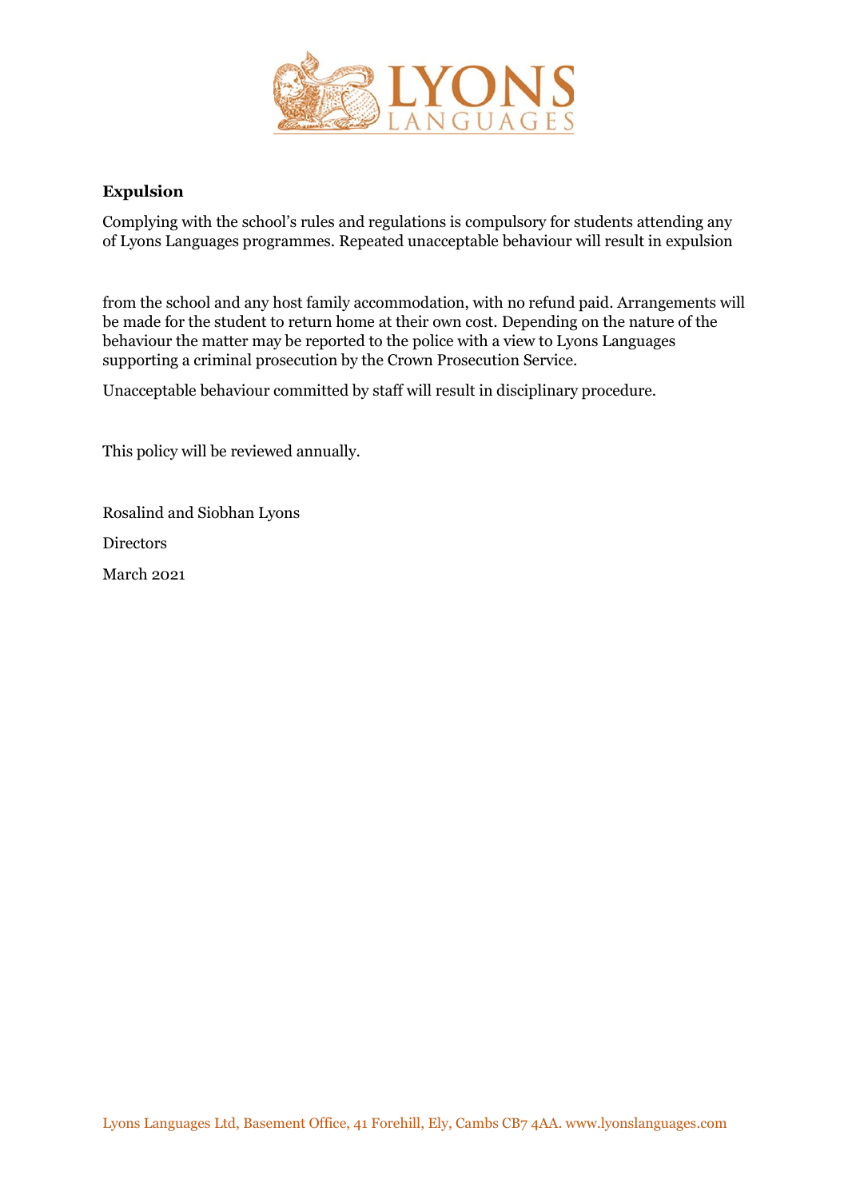### Expulsion

Complying with the school's rules and regulations is compulsory for students attending any of Lyons Languages programmes. Repeated unacceptable behaviour will result in expulsion from the school and any host family accommodation, with no refund paid. Arrangements will be made for the student to return home at their own cost. Depending on the nature of the behaviour the matter may be reported to the police with a view to Lyons Languages supporting a criminal prosecution by the Crown Prosecution Service.

Unacceptable behaviour committed by staff will result in disciplinary procedure.

This policy will be reviewed annually.

Rosalind and Siobhan Lyons

Directors

March 2021